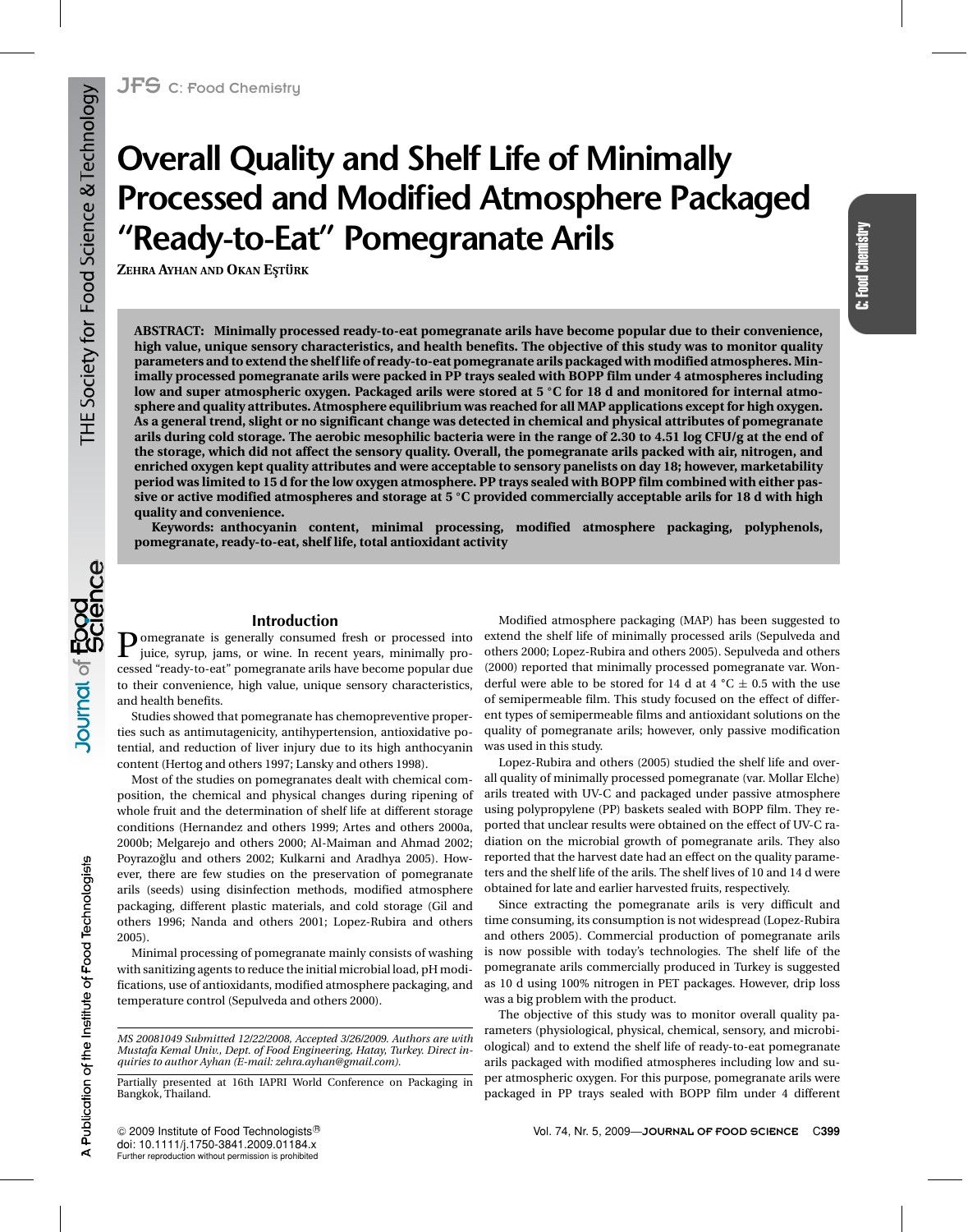# Overall Quality and Shelf Life of Minimally Processed and Modified Atmosphere Packaged "Ready-to-Eat" Pomegranate Arils

**Zehra Ayhan and Okan Eştürk**

**ABSTRACT: Minimally processed ready-to-eat pomegranate arils have become popular due to their convenience, high value, unique sensory characteristics, and health benefits. The objective of this study was to monitor quality parameters and to extend the shelf life of ready-to-eat pomegranate arils packaged with modified atmospheres. Minimally processed pomegranate arils were packed in PP trays sealed with BOPP film under 4 atmospheres including low and super atmospheric oxygen. Packaged arils were stored at 5 °C for 18 d and monitored for internal atmosphere and quality attributes. Atmosphere equilibrium was reached for all MAP applications except for high oxygen. As a general trend, slight or no significant change was detected in chemical and physical attributes of pomegranate arils during cold storage. The aerobic mesophilic bacteria were in the range of 2.30 to 4.51 log CFU/g at the end of the storage, which did not affect the sensory quality. Overall, the pomegranate arils packed with air, nitrogen, and enriched oxygen kept quality attributes and were acceptable to sensory panelists on day 18; however, marketability period was limited to 15 d for the low oxygen atmosphere. PP trays sealed with BOPP film combined with either passive or active modified atmospheres and storage at 5 °C provided commercially acceptable arils for 18 d with high quality and convenience.**

**Keywords: anthocyanin content, minimal processing, modified atmosphere packaging, polyphenols, pomegranate, ready-to-eat, shelf life, total antioxidant activity**

## Introduction

Pomegranate is generally consumed fresh or processed into juice, syrup, jams, or wine. In recent years, minimally processed "ready-to-eat" pomegranate arils have become popular due to their convenience, high value, unique sensory characteristics, and health benefits.

Studies showed that pomegranate has chemopreventive properties such as antimutagenicity, antihypertension, antioxidative potential, and reduction of liver injury due to its high anthocyanin content (Hertog and others 1997; Lansky and others 1998).

Most of the studies on pomegranates dealt with chemical composition, the chemical and physical changes during ripening of whole fruit and the determination of shelf life at different storage conditions (Hernandez and others 1999; Artes and others 2000a, 2000b; Melgarejo and others 2000; Al-Maiman and Ahmad 2002; Poyrazoğlu and others 2002; Kulkarni and Aradhya 2005). However, there are few studies on the preservation of pomegranate arils (seeds) using disinfection methods, modified atmosphere packaging, different plastic materials, and cold storage (Gil and others 1996; Nanda and others 2001; Lopez-Rubira and others 2005).

Minimal processing of pomegranate mainly consists of washing with sanitizing agents to reduce the initial microbial load, pH modifications, use of antioxidants, modified atmosphere packaging, and temperature control (Sepulveda and others 2000).

Modified atmosphere packaging (MAP) has been suggested to extend the shelf life of minimally processed arils (Sepulveda and others 2000; Lopez-Rubira and others 2005). Sepulveda and others (2000) reported that minimally processed pomegranate var. Wonderful were able to be stored for 14 d at 4 °C ± 0.5 with the use of semipermeable film. This study focused on the effect of different types of semipermeable films and antioxidant solutions on the quality of pomegranate arils; however, only passive modification was used in this study.

Lopez-Rubira and others (2005) studied the shelf life and overall quality of minimally processed pomegranate (var. Mollar Elche) arils treated with UV-C and packaged under passive atmosphere using polypropylene (PP) baskets sealed with BOPP film. They reported that unclear results were obtained on the effect of UV-C radiation on the microbial growth of pomegranate arils. They also reported that the harvest date had an effect on the quality parameters and the shelf life of the arils. The shelf lives of 10 and 14 d were obtained for late and earlier harvested fruits, respectively.

Since extracting the pomegranate arils is very difficult and time consuming, its consumption is not widespread (Lopez-Rubira and others 2005). Commercial production of pomegranate arils is now possible with today's technologies. The shelf life of the pomegranate arils commercially produced in Turkey is suggested as 10 d using 100% nitrogen in PET packages. However, drip loss was a big problem with the product.

The objective of this study was to monitor overall quality parameters (physiological, physical, chemical, sensory, and microbiological) and to extend the shelf life of ready-to-eat pomegranate arils packaged with modified atmospheres including low and super atmospheric oxygen. For this purpose, pomegranate arils were packaged in PP trays sealed with BOPP film under 4 different

*MS 20081049 Submitted 12/22/2008, Accepted 3/26/2009. Authors are with Mustafa Kemal Univ., Dept. of Food Engineering, Hatay, Turkey. Direct inquiries to author Ayhan (E-mail: zehra.ayhan@gmail.com).*

Partially presented at 16th IAPRI World Conference on Packaging in Bangkok, Thailand.

© 2009 Institute of Food Technologists®
doi: 10.1111/j.1750-3841.2009.01184.x
Further reproduction without permission is prohibited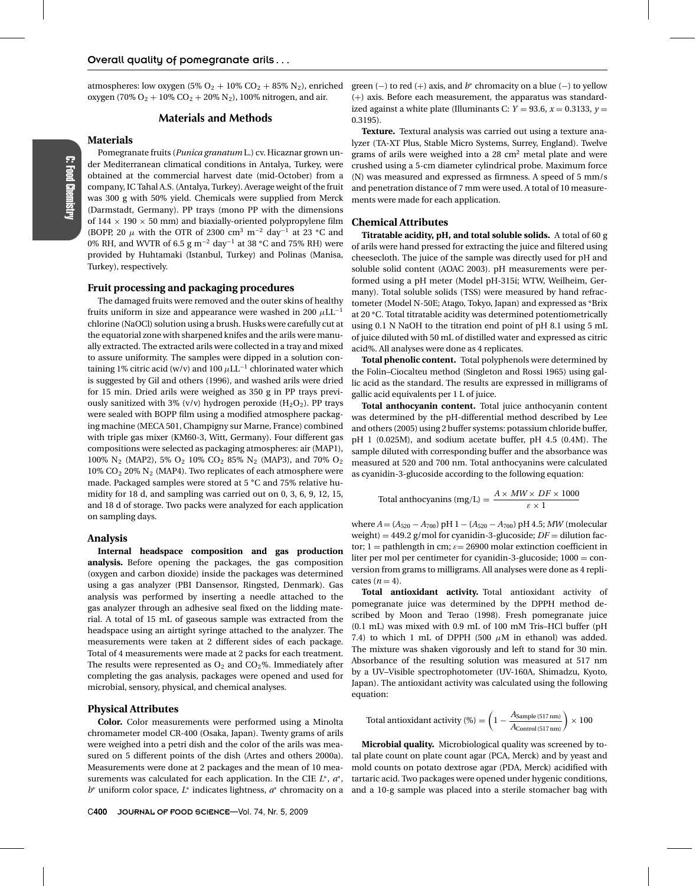atmospheres: low oxygen (5% $O_2$ + 10% $CO_2$ + 85% $N_2$), enriched oxygen (70% $O_2$ + 10% $CO_2$ + 20% $N_2$), 100% nitrogen, and air.

## Materials and Methods

### Materials

Pomegranate fruits (*Punica granatum* L.) cv. Hicaznar grown under Mediterranean climatical conditions in Antalya, Turkey, were obtained at the commercial harvest date (mid-October) from a company, IC Tahal A.S. (Antalya, Turkey). Average weight of the fruit was 300 g with 50% yield. Chemicals were supplied from Merck (Darmstadt, Germany). PP trays (mono PP with the dimensions of 144 × 190 × 50 mm) and biaxially-oriented polypropylene film (BOPP, 20 $\mu$ with the OTR of 2300 $cm^3$ $m^{-2}$ $day^{-1}$ at 23 °C and 0% RH, and WVTR of 6.5 g $m^{-2}$ $day^{-1}$ at 38 °C and 75% RH) were provided by Huhtamaki (Istanbul, Turkey) and Polinas (Manisa, Turkey), respectively.

### Fruit processing and packaging procedures

The damaged fruits were removed and the outer skins of healthy fruits uniform in size and appearance were washed in 200 $\mu LL^{-1}$ chlorine (NaOCl) solution using a brush. Husks were carefully cut at the equatorial zone with sharpened knifes and the arils were manually extracted. The extracted arils were collected in a tray and mixed to assure uniformity. The samples were dipped in a solution containing 1% citric acid (w/v) and 100 $\mu LL^{-1}$ chlorinated water which is suggested by Gil and others (1996), and washed arils were dried for 15 min. Dried arils were weighed as 350 g in PP trays previously sanitized with 3% (v/v) hydrogen peroxide ($H_2O_2$). PP trays were sealed with BOPP film using a modified atmosphere packaging machine (MECA 501, Champigny sur Marne, France) combined with triple gas mixer (KM60-3, Witt, Germany). Four different gas compositions were selected as packaging atmospheres: air (MAP1), 100% $N_2$ (MAP2), 5% $O_2$ 10% $CO_2$ 85% $N_2$ (MAP3), and 70% $O_2$ 10% $CO_2$ 20% $N_2$ (MAP4). Two replicates of each atmosphere were made. Packaged samples were stored at 5 °C and 75% relative humidity for 18 d, and sampling was carried out on 0, 3, 6, 9, 12, 15, and 18 d of storage. Two packs were analyzed for each application on sampling days.

### Analysis

**Internal headspace composition and gas production analysis.** Before opening the packages, the gas composition (oxygen and carbon dioxide) inside the packages was determined using a gas analyzer (PBI Dansensor, Ringsted, Denmark). Gas analysis was performed by inserting a needle attached to the gas analyzer through an adhesive seal fixed on the lidding material. A total of 15 mL of gaseous sample was extracted from the headspace using an airtight syringe attached to the analyzer. The measurements were taken at 2 different sides of each package. Total of 4 measurements were made at 2 packs for each treatment. The results were represented as $O_2$ and $CO_2$%. Immediately after completing the gas analysis, packages were opened and used for microbial, sensory, physical, and chemical analyses.

### Physical Attributes

**Color.** Color measurements were performed using a Minolta chromameter model CR-400 (Osaka, Japan). Twenty grams of arils were weighed into a petri dish and the color of the arils was measured on 5 different points of the dish (Artes and others 2000a). Measurements were done at 2 packages and the mean of 10 measurements was calculated for each application. In the CIE $L^*$, $a^*$, $b^*$ uniform color space, $L^*$ indicates lightness, $a^*$ chromacity on a green (−) to red (+) axis, and $b^*$ chromacity on a blue (−) to yellow (+) axis. Before each measurement, the apparatus was standardized against a white plate (Illuminants C: $Y = 93.6$, $x = 0.3133$, $y = 0.3195$).

**Texture.** Textural analysis was carried out using a texture analyzer (TA-XT Plus, Stable Micro Systems, Surrey, England). Twelve grams of arils were weighed into a 28 $cm^2$ metal plate and were crushed using a 5-cm diameter cylindrical probe. Maximum force (N) was measured and expressed as firmness. A speed of 5 mm/s and penetration distance of 7 mm were used. A total of 10 measurements were made for each application.

### Chemical Attributes

**Titratable acidity, pH, and total soluble solids.** A total of 60 g of arils were hand pressed for extracting the juice and filtered using cheesecloth. The juice of the sample was directly used for pH and soluble solid content (AOAC 2003). pH measurements were performed using a pH meter (Model pH-315i; WTW, Weilheim, Germany). Total soluble solids (TSS) were measured by hand refractometer (Model N-50E; Atago, Tokyo, Japan) and expressed as °Brix at 20 °C. Total titratable acidity was determined potentiometrically using 0.1 N NaOH to the titration end point of pH 8.1 using 5 mL of juice diluted with 50 mL of distilled water and expressed as citric acid%. All analyses were done as 4 replicates.

**Total phenolic content.** Total polyphenols were determined by the Folin–Ciocalteu method (Singleton and Rossi 1965) using gallic acid as the standard. The results are expressed in milligrams of gallic acid equivalents per 1 L of juice.

**Total anthocyanin content.** Total juice anthocyanin content was determined by the pH-differential method described by Lee and others (2005) using 2 buffer systems: potassium chloride buffer, pH 1 (0.025M), and sodium acetate buffer, pH 4.5 (0.4M). The sample diluted with corresponding buffer and the absorbance was measured at 520 and 700 nm. Total anthocyanins were calculated as cyanidin-3-glucoside according to the following equation:

$$\text{Total anthocyanins (mg/L)} = \frac{A \times MW \times DF \times 1000}{\varepsilon \times 1}$$

where $A = (A_{520} - A_{700})$ pH 1 − $(A_{520} - A_{700})$ pH 4.5; $MW$ (molecular weight) = 449.2 g/mol for cyanidin-3-glucoside; $DF$ = dilution factor; 1 = pathlength in cm; $\varepsilon$ = 26900 molar extinction coefficient in liter per mol per centimeter for cyanidin-3-glucoside; 1000 = conversion from grams to milligrams. All analyses were done as 4 replicates ($n = 4$).

**Total antioxidant activity.** Total antioxidant activity of pomegranate juice was determined by the DPPH method described by Moon and Terao (1998). Fresh pomegranate juice (0.1 mL) was mixed with 0.9 mL of 100 mM Tris–HCl buffer (pH 7.4) to which 1 mL of DPPH (500 $\mu$M in ethanol) was added. The mixture was shaken vigorously and left to stand for 30 min. Absorbance of the resulting solution was measured at 517 nm by a UV–Visible spectrophotometer (UV-160A, Shimadzu, Kyoto, Japan). The antioxidant activity was calculated using the following equation:

$$\text{Total antioxidant activity (\%)} = \left(1 - \frac{A_{\text{Sample (517 nm)}}}{A_{\text{Control (517 nm)}}}\right) \times 100$$

**Microbial quality.** Microbiological quality was screened by total plate count on plate count agar (PCA, Merck) and by yeast and mold counts on potato dextrose agar (PDA, Merck) acidified with tartaric acid. Two packages were opened under hygenic conditions, and a 10-g sample was placed into a sterile stomacher bag with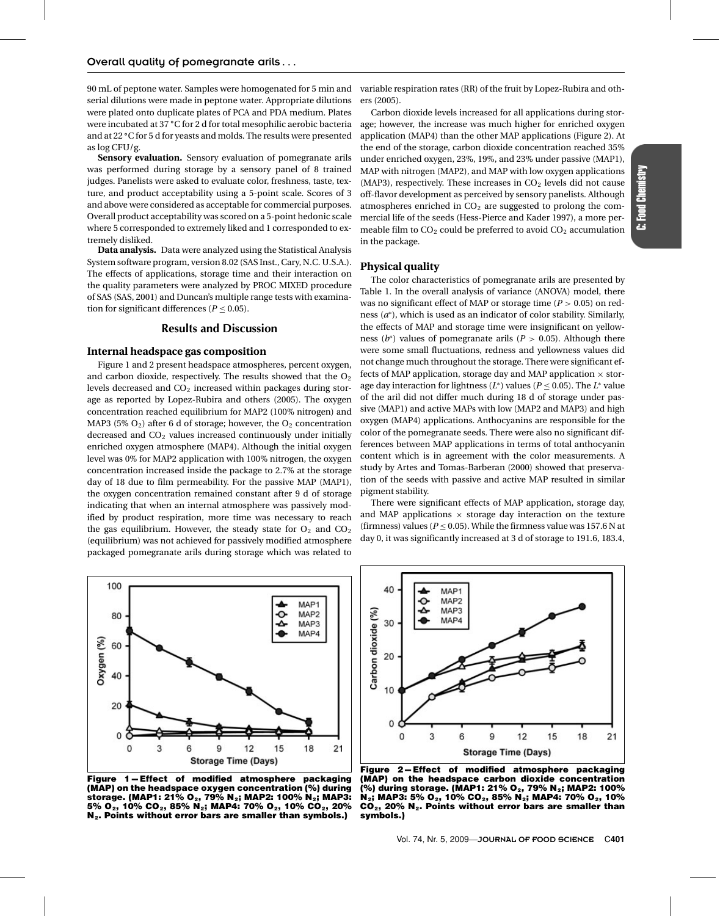90 mL of peptone water. Samples were homogenated for 5 min and serial dilutions were made in peptone water. Appropriate dilutions were plated onto duplicate plates of PCA and PDA medium. Plates were incubated at 37 °C for 2 d for total mesophilic aerobic bacteria and at 22 °C for 5 d for yeasts and molds. The results were presented as log CFU/g.

**Sensory evaluation.** Sensory evaluation of pomegranate arils was performed during storage by a sensory panel of 8 trained judges. Panelists were asked to evaluate color, freshness, taste, texture, and product acceptability using a 5-point scale. Scores of 3 and above were considered as acceptable for commercial purposes. Overall product acceptability was scored on a 5-point hedonic scale where 5 corresponded to extremely liked and 1 corresponded to extremely disliked.

**Data analysis.** Data were analyzed using the Statistical Analysis System software program, version 8.02 (SAS Inst., Cary, N.C. U.S.A.). The effects of applications, storage time and their interaction on the quality parameters were analyzed by PROC MIXED procedure of SAS (SAS, 2001) and Duncan's multiple range tests with examination for significant differences ($P \leq 0.05$).

## Results and Discussion

### Internal headspace gas composition

Figure 1 and 2 present headspace atmospheres, percent oxygen, and carbon dioxide, respectively. The results showed that the $O_2$ levels decreased and $CO_2$ increased within packages during storage as reported by Lopez-Rubira and others (2005). The oxygen concentration reached equilibrium for MAP2 (100% nitrogen) and MAP3 (5% $O_2$) after 6 d of storage; however, the $O_2$ concentration decreased and $CO_2$ values increased continuously under initially enriched oxygen atmosphere (MAP4). Although the initial oxygen level was 0% for MAP2 application with 100% nitrogen, the oxygen concentration increased inside the package to 2.7% at the storage day of 18 due to film permeability. For the passive MAP (MAP1), the oxygen concentration remained constant after 9 d of storage indicating that when an internal atmosphere was passively modified by product respiration, more time was necessary to reach the gas equilibrium. However, the steady state for $O_2$ and $CO_2$ (equilibrium) was not achieved for passively modified atmosphere packaged pomegranate arils during storage which was related to variable respiration rates (RR) of the fruit by Lopez-Rubira and others (2005).

Carbon dioxide levels increased for all applications during storage; however, the increase was much higher for enriched oxygen application (MAP4) than the other MAP applications (Figure 2). At the end of the storage, carbon dioxide concentration reached 35% under enriched oxygen, 23%, 19%, and 23% under passive (MAP1), MAP with nitrogen (MAP2), and MAP with low oxygen applications (MAP3), respectively. These increases in $CO_2$ levels did not cause off-flavor development as perceived by sensory panelists. Although atmospheres enriched in $CO_2$ are suggested to prolong the commercial life of the seeds (Hess-Pierce and Kader 1997), a more permeable film to $CO_2$ could be preferred to avoid $CO_2$ accumulation in the package.

### Physical quality

The color characteristics of pomegranate arils are presented by Table 1. In the overall analysis of variance (ANOVA) model, there was no significant effect of MAP or storage time ($P > 0.05$) on redness ($a^*$), which is used as an indicator of color stability. Similarly, the effects of MAP and storage time were insignificant on yellowness ($b^*$) values of pomegranate arils ($P > 0.05$). Although there were some small fluctuations, redness and yellowness values did not change much throughout the storage. There were significant effects of MAP application, storage day and MAP application × storage day interaction for lightness ($L^*$) values ($P \leq 0.05$). The $L^*$ value of the aril did not differ much during 18 d of storage under passive (MAP1) and active MAPs with low (MAP2 and MAP3) and high oxygen (MAP4) applications. Anthocyanins are responsible for the color of the pomegranate seeds. There were also no significant differences between MAP applications in terms of total anthocyanin content which is in agreement with the color measurements. A study by Artes and Tomas-Barberan (2000) showed that preservation of the seeds with passive and active MAP resulted in similar pigment stability.

There were significant effects of MAP application, storage day, and MAP applications × storage day interaction on the texture (firmness) values ($P \leq 0.05$). While the firmness value was 157.6 N at day 0, it was significantly increased at 3 d of storage to 191.6, 183.4,

**Figure 1—Effect of modified atmosphere packaging (MAP) on the headspace oxygen concentration (%) during storage. (MAP1: 21% $O_2$, 79% $N_2$; MAP2: 100% $N_2$; MAP3: 5% $O_2$, 10% $CO_2$, 85% $N_2$; MAP4: 70% $O_2$, 10% $CO_2$, 20% $N_2$. Points without error bars are smaller than symbols.)**

**Figure 2—Effect of modified atmosphere packaging (MAP) on the headspace carbon dioxide concentration (%) during storage. (MAP1: 21% $O_2$, 79% $N_2$; MAP2: 100% $N_2$; MAP3: 5% $O_2$, 10% $CO_2$, 85% $N_2$; MAP4: 70% $O_2$, 10% $CO_2$, 20% $N_2$. Points without error bars are smaller than symbols.)**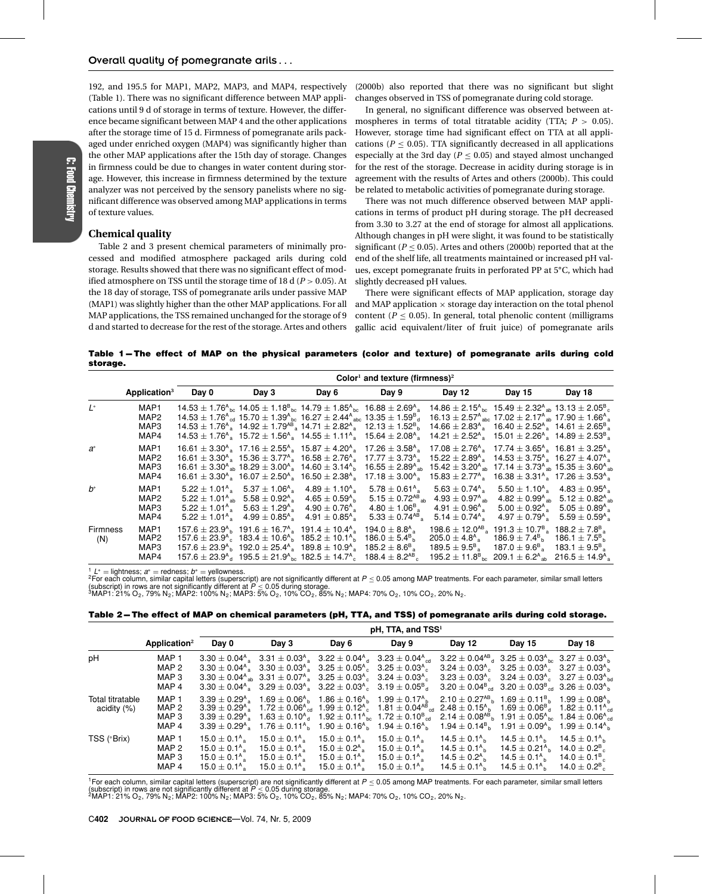192, and 195.5 for MAP1, MAP2, MAP3, and MAP4, respectively (Table 1). There was no significant difference between MAP applications until 9 d of storage in terms of texture. However, the difference became significant between MAP 4 and the other applications after the storage time of 15 d. Firmness of pomegranate arils packaged under enriched oxygen (MAP4) was significantly higher than the other MAP applications after the 15th day of storage. Changes in firmness could be due to changes in water content during storage. However, this increase in firmness determined by the texture analyzer was not perceived by the sensory panelists where no significant difference was observed among MAP applications in terms of texture values.

## Chemical quality

Table 2 and 3 present chemical parameters of minimally processed and modified atmosphere packaged arils during cold storage. Results showed that there was no significant effect of modified atmosphere on TSS until the storage time of 18 d ($P > 0.05$). At the 18 day of storage, TSS of pomegranate arils under passive MAP (MAP1) was slightly higher than the other MAP applications. For all MAP applications, the TSS remained unchanged for the storage of 9 d and started to decrease for the rest of the storage. Artes and others (2000b) also reported that there was no significant but slight changes observed in TSS of pomegranate during cold storage.

In general, no significant difference was observed between atmospheres in terms of total titratable acidity (TTA; $P > 0.05$). However, storage time had significant effect on TTA at all applications ($P \leq 0.05$). TTA significantly decreased in all applications especially at the 3rd day ($P \leq 0.05$) and stayed almost unchanged for the rest of the storage. Decrease in acidity during storage is in agreement with the results of Artes and others (2000b). This could be related to metabolic activities of pomegranate during storage.

There was not much difference observed between MAP applications in terms of product pH during storage. The pH decreased from 3.30 to 3.27 at the end of storage for almost all applications. Although changes in pH were slight, it was found to be statistically significant ($P \leq 0.05$). Artes and others (2000b) reported that at the end of the shelf life, all treatments maintained or increased pH values, except pomegranate fruits in perforated PP at 5°C, which had slightly decreased pH values.

There were significant effects of MAP application, storage day and MAP application × storage day interaction on the total phenolic content ($P \leq 0.05$). In general, total phenolic content (milligrams gallic acid equivalent/liter of fruit juice) of pomegranate arils

**Table 1—The effect of MAP on the physical parameters (color and texture) of pomegranate arils during cold storage.**

| | Application[3] | Color[1] and texture (firmness)[2] | | | | | | |
|---|---|---|---|---|---|---|---|---|
| | | Day 0 | Day 3 | Day 6 | Day 9 | Day 12 | Day 15 | Day 18 |
| $L^*$ | MAP1 | $14.53 \pm 1.76^{A}_{bc}$ | $14.05 \pm 1.18^{B}_{bc}$ | $14.79 \pm 1.85^{A}_{bc}$ | $16.88 \pm 2.69^{A}_{a}$ | $14.86 \pm 2.15^{A}_{bc}$ | $15.49 \pm 2.32^{A}_{ab}$ | $13.13 \pm 2.05^{B}_{c}$ |
| | MAP2 | $14.53 \pm 1.76^{A}_{cd}$ | $15.70 \pm 1.39^{A}_{bc}$ | $16.27 \pm 2.44^{A}_{abc}$ | $13.35 \pm 1.59^{B}_{d}$ | $16.13 \pm 2.57^{A}_{abc}$ | $17.02 \pm 2.17^{A}_{ab}$ | $17.90 \pm 1.66^{A}_{a}$ |
| | MAP3 | $14.53 \pm 1.76^{A}_{a}$ | $14.92 \pm 1.79^{AB}_{a}$ | $14.71 \pm 2.82^{A}_{a}$ | $12.13 \pm 1.52^{B}_{b}$ | $14.66 \pm 2.83^{A}_{a}$ | $16.40 \pm 2.52^{A}_{a}$ | $14.61 \pm 2.65^{B}_{a}$ |
| | MAP4 | $14.53 \pm 1.76^{A}_{a}$ | $15.72 \pm 1.56^{A}_{a}$ | $14.55 \pm 1.11^{A}_{a}$ | $15.64 \pm 2.08^{A}_{a}$ | $14.21 \pm 2.52^{A}_{a}$ | $15.01 \pm 2.26^{A}_{a}$ | $14.89 \pm 2.53^{B}_{a}$ |
| $a^*$ | MAP1 | $16.61 \pm 3.30^{A}_{a}$ | $17.16 \pm 2.55^{A}_{a}$ | $15.87 \pm 4.20^{A}_{a}$ | $17.26 \pm 3.58^{A}_{a}$ | $17.08 \pm 2.76^{A}_{a}$ | $17.74 \pm 3.65^{A}_{a}$ | $16.81 \pm 3.25^{A}_{a}$ |
| | MAP2 | $16.61 \pm 3.30^{A}_{a}$ | $15.36 \pm 3.77^{A}_{a}$ | $16.58 \pm 2.76^{A}_{a}$ | $17.77 \pm 3.73^{A}_{a}$ | $15.22 \pm 2.89^{A}_{a}$ | $14.53 \pm 3.75^{A}_{a}$ | $16.27 \pm 4.07^{A}_{a}$ |
| | MAP3 | $16.61 \pm 3.30^{A}_{ab}$ | $18.29 \pm 3.00^{A}_{a}$ | $14.60 \pm 3.14^{A}_{b}$ | $16.55 \pm 2.89^{A}_{ab}$ | $15.42 \pm 3.20^{A}_{ab}$ | $17.14 \pm 3.73^{A}_{ab}$ | $15.35 \pm 3.60^{A}_{ab}$ |
| | MAP4 | $16.61 \pm 3.30^{A}_{a}$ | $16.07 \pm 2.50^{A}_{a}$ | $16.50 \pm 2.38^{A}_{a}$ | $17.18 \pm 3.00^{A}_{a}$ | $15.83 \pm 2.77^{A}_{a}$ | $16.38 \pm 3.31^{A}_{a}$ | $17.26 \pm 3.53^{A}_{a}$ |
| $b^*$ | MAP1 | $5.22 \pm 1.01^{A}_{a}$ | $5.37 \pm 1.06^{A}_{a}$ | $4.89 \pm 1.10^{A}_{a}$ | $5.78 \pm 0.61^{A}_{a}$ | $5.63 \pm 0.74^{A}_{a}$ | $5.50 \pm 1.10^{A}_{a}$ | $4.83 \pm 0.95^{A}_{a}$ |
| | MAP2 | $5.22 \pm 1.01^{A}_{ab}$ | $5.58 \pm 0.92^{A}_{a}$ | $4.65 \pm 0.59^{A}_{b}$ | $5.15 \pm 0.72^{AB}_{ab}$ | $4.93 \pm 0.97^{A}_{ab}$ | $4.82 \pm 0.99^{A}_{ab}$ | $5.12 \pm 0.82^{A}_{ab}$ |
| | MAP3 | $5.22 \pm 1.01^{A}_{a}$ | $5.63 \pm 1.29^{A}_{a}$ | $4.90 \pm 0.76^{A}_{a}$ | $4.80 \pm 1.06^{B}_{a}$ | $4.91 \pm 0.96^{A}_{a}$ | $5.00 \pm 0.92^{A}_{a}$ | $5.05 \pm 0.89^{A}_{a}$ |
| | MAP4 | $5.22 \pm 1.01^{A}_{a}$ | $4.99 \pm 0.85^{A}_{a}$ | $4.91 \pm 0.85^{A}_{a}$ | $5.33 \pm 0.74^{AB}_{a}$ | $5.14 \pm 0.74^{A}_{a}$ | $4.97 \pm 0.79^{A}_{a}$ | $5.59 \pm 0.59^{A}_{a}$ |
| Firmness (N) | MAP1 | $157.6 \pm 23.9^{A}_{b}$ | $191.6 \pm 16.7^{A}_{a}$ | $191.4 \pm 10.4^{A}_{a}$ | $194.0 \pm 8.8^{A}_{a}$ | $198.6 \pm 12.0^{AB}_{a}$ | $191.3 \pm 10.7^{B}_{a}$ | $188.2 \pm 7.8^{B}_{a}$ |
| | MAP2 | $157.6 \pm 23.9^{A}_{c}$ | $183.4 \pm 10.6^{A}_{b}$ | $185.2 \pm 10.1^{A}_{b}$ | $186.0 \pm 5.4^{B}_{b}$ | $205.0 \pm 4.8^{A}_{a}$ | $186.9 \pm 7.4^{B}_{b}$ | $186.1 \pm 7.5^{B}_{b}$ |
| | MAP3 | $157.6 \pm 23.9^{A}_{b}$ | $192.0 \pm 25.4^{A}_{a}$ | $189.8 \pm 10.9^{A}_{a}$ | $185.2 \pm 8.6^{B}_{a}$ | $189.5 \pm 9.5^{B}_{a}$ | $187.0 \pm 9.6^{B}_{a}$ | $183.1 \pm 9.5^{B}_{a}$ |
| | MAP4 | $157.6 \pm 23.9^{A}_{d}$ | $195.5 \pm 21.9^{A}_{bc}$ | $182.5 \pm 14.7^{A}_{c}$ | $188.4 \pm 8.2^{AB}_{c}$ | $195.2 \pm 11.8^{B}_{bc}$ | $209.1 \pm 6.2^{A}_{ab}$ | $216.5 \pm 14.9^{A}_{a}$ |

[1] $L^*$ = lightness; $a^*$ = redness; $b^*$ = yellowness.
[2] For each column, similar capital letters (superscript) are not significantly different at $P \leq 0.05$ among MAP treatments. For each parameter, similar small letters (subscript) in rows are not significantly different at $P \leq 0.05$ during storage.
[3] MAP1: 21% $O_2$, 79% $N_2$; MAP2: 100% $N_2$; MAP3: 5% $O_2$, 10% $CO_2$, 85% $N_2$; MAP4: 70% $O_2$, 10% $CO_2$, 20% $N_2$.

**Table 2—The effect of MAP on chemical parameters (pH, TTA, and TSS) of pomegranate arils during cold storage.**

| | Application[2] | pH, TTA, and TSS[1] | | | | | | |
|---|---|---|---|---|---|---|---|---|
| | | Day 0 | Day 3 | Day 6 | Day 9 | Day 12 | Day 15 | Day 18 |
| pH | MAP 1 | $3.30 \pm 0.04^{A}_{a}$ | $3.31 \pm 0.03^{A}_{a}$ | $3.22 \pm 0.04^{A}_{d}$ | $3.23 \pm 0.04^{A}_{cd}$ | $3.22 \pm 0.04^{AB}_{d}$ | $3.25 \pm 0.03^{A}_{bc}$ | $3.27 \pm 0.03^{A}_{b}$ |
| | MAP 2 | $3.30 \pm 0.04^{A}_{a}$ | $3.30 \pm 0.03^{A}_{a}$ | $3.25 \pm 0.05^{A}_{c}$ | $3.25 \pm 0.03^{A}_{c}$ | $3.24 \pm 0.03^{A}_{c}$ | $3.25 \pm 0.03^{A}_{c}$ | $3.27 \pm 0.03^{A}_{b}$ |
| | MAP 3 | $3.30 \pm 0.04^{A}_{ab}$ | $3.31 \pm 0.07^{A}_{a}$ | $3.25 \pm 0.03^{A}_{c}$ | $3.24 \pm 0.03^{A}_{c}$ | $3.23 \pm 0.03^{A}_{c}$ | $3.24 \pm 0.03^{A}_{c}$ | $3.27 \pm 0.03^{A}_{bd}$ |
| | MAP 4 | $3.30 \pm 0.04^{A}_{a}$ | $3.29 \pm 0.03^{A}_{a}$ | $3.22 \pm 0.03^{A}_{c}$ | $3.19 \pm 0.05^{B}_{d}$ | $3.20 \pm 0.04^{B}_{cd}$ | $3.20 \pm 0.03^{B}_{cd}$ | $3.26 \pm 0.03^{A}_{b}$ |
| Total titratable acidity (%) | MAP 1 | $3.39 \pm 0.29^{A}_{a}$ | $1.69 \pm 0.06^{A}_{b}$ | $1.86 \pm 0.16^{A}_{b}$ | $1.99 \pm 0.17^{A}_{b}$ | $2.10 \pm 0.27^{AB}_{b}$ | $1.69 \pm 0.11^{B}_{b}$ | $1.99 \pm 0.08^{A}_{b}$ |
| | MAP 2 | $3.39 \pm 0.29^{A}_{a}$ | $1.72 \pm 0.06^{A}_{cd}$ | $1.99 \pm 0.12^{A}_{c}$ | $1.81 \pm 0.04^{AB}_{cd}$ | $2.48 \pm 0.15^{A}_{b}$ | $1.69 \pm 0.06^{B}_{d}$ | $1.82 \pm 0.11^{A}_{cd}$ |
| | MAP 3 | $3.39 \pm 0.29^{A}_{a}$ | $1.63 \pm 0.10^{A}_{d}$ | $1.92 \pm 0.11^{A}_{bc}$ | $1.72 \pm 0.10^{B}_{cd}$ | $2.14 \pm 0.08^{AB}_{b}$ | $1.91 \pm 0.05^{A}_{bc}$ | $1.84 \pm 0.06^{A}_{cd}$ |
| | MAP 4 | $3.39 \pm 0.29^{A}_{a}$ | $1.76 \pm 0.11^{A}_{b}$ | $1.90 \pm 0.16^{A}_{b}$ | $1.94 \pm 0.16^{A}_{b}$ | $1.94 \pm 0.14^{B}_{b}$ | $1.91 \pm 0.09^{A}_{b}$ | $1.99 \pm 0.14^{A}_{b}$ |
| TSS (°Brix) | MAP 1 | $15.0 \pm 0.1^{A}_{a}$ | $15.0 \pm 0.1^{A}_{a}$ | $15.0 \pm 0.1^{A}_{a}$ | $15.0 \pm 0.1^{A}_{a}$ | $14.5 \pm 0.1^{A}_{b}$ | $14.5 \pm 0.1^{A}_{b}$ | $14.5 \pm 0.1^{A}_{b}$ |
| | MAP 2 | $15.0 \pm 0.1^{A}_{a}$ | $15.0 \pm 0.1^{A}_{a}$ | $15.0 \pm 0.2^{A}_{a}$ | $15.0 \pm 0.1^{A}_{a}$ | $14.5 \pm 0.1^{A}_{b}$ | $14.5 \pm 0.21^{A}_{b}$ | $14.0 \pm 0.2^{B}_{c}$ |
| | MAP 3 | $15.0 \pm 0.1^{A}_{a}$ | $15.0 \pm 0.1^{A}_{a}$ | $15.0 \pm 0.1^{A}_{a}$ | $15.0 \pm 0.1^{A}_{a}$ | $14.5 \pm 0.2^{A}_{b}$ | $14.5 \pm 0.1^{A}_{b}$ | $14.0 \pm 0.1^{B}_{c}$ |
| | MAP 4 | $15.0 \pm 0.1^{A}_{a}$ | $15.0 \pm 0.1^{A}_{a}$ | $15.0 \pm 0.1^{A}_{a}$ | $15.0 \pm 0.1^{A}_{a}$ | $14.5 \pm 0.1^{A}_{b}$ | $14.5 \pm 0.1^{A}_{b}$ | $14.0 \pm 0.2^{B}_{c}$ |

[1] For each column, similar capital letters (superscript) are not significantly different at $P \leq 0.05$ among MAP treatments. For each parameter, similar small letters (subscript) in rows are not significantly different at $P \leq 0.05$ during storage.
[2] MAP1: 21% $O_2$, 79% $N_2$; MAP2: 100% $N_2$; MAP3: 5% $O_2$, 10% $CO_2$, 85% $N_2$; MAP4: 70% $O_2$, 10% $CO_2$, 20% $N_2$.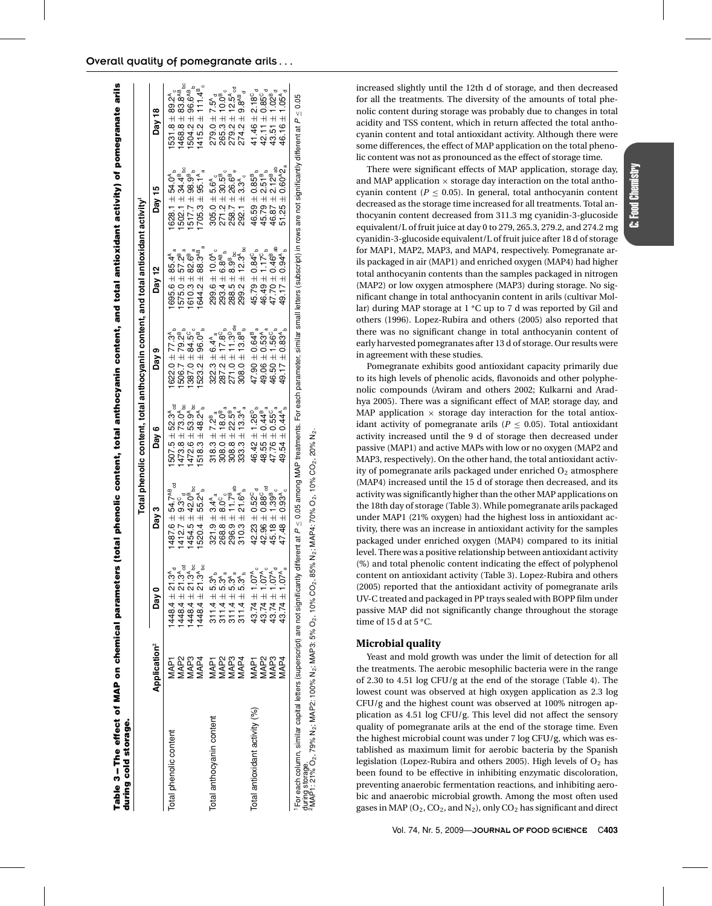**Table 3 – The effect of MAP on chemical parameters (total phenolic content, total anthocyanin content, and total antioxidant activity) of pomegranate arils during cold storage.**

| | Application[2] | Total phenolic content, total anthocyanin content, and total antioxidant activity[1] | | | | | | |
|---|---|---|---|---|---|---|---|---|
| | | Day 0 | Day 3 | Day 6 | Day 9 | Day 12 | Day 15 | Day 18 |
| Total phenolic content | MAP1 | $1448.4 \pm 21.3^{A}_{d}$ | $1487.6 \pm 54.7^{AB}_{cd}$ | $1507.5 \pm 52.3^{A}_{cd}$ | $1622.0 \pm 77.3^{A}_{b}$ | $1695.6 \pm 85.4^{A}_{a}$ | $1628.1 \pm 54.0^{A}_{b}$ | $1531.8 \pm 89.2^{A}_{c}$ |
| | MAP2 | $1448.4 \pm 21.3^{A}_{cd}$ | $1412.7 \pm 9.3^{C}_{d}$ | $1473.8 \pm 73.0^{A}_{bc}$ | $1506.7 \pm 79.2^{B}_{b}$ | $1575.0 \pm 57.2^{B}_{a}$ | $1502.1 \pm 34.4^{B}_{bc}$ | $1468.8 \pm 83.8^{AB}_{bc}$ |
| | MAP3 | $1448.4 \pm 21.3^{A}_{bc}$ | $1454.5 \pm 42.0^{B}_{bc}$ | $1472.6 \pm 53.9^{A}_{bc}$ | $1387.0 \pm 84.5^{C}_{c}$ | $1610.3 \pm 82.6^{B}_{a}$ | $1517.7 \pm 98.9^{B}_{b}$ | $1504.2 \pm 96.6^{AB}_{b}$ |
| | MAP4 | $1448.4 \pm 21.3^{A}_{bc}$ | $1520.4 \pm 55.2^{A}_{b}$ | $1518.3 \pm 48.2^{A}_{b}$ | $1523.2 \pm 96.0^{B}_{b}$ | $1644.2 \pm 88.3^{AB}_{a}$ | $1705.3 \pm 95.1^{A}_{a}$ | $1415.2 \pm 111.4^{B}_{c}$ |
| Total anthocyanin content | MAP1 | $311.4 \pm 5.3^{A}_{b}$ | $321.9 \pm 3.4^{A}_{a}$ | $318.3 \pm 7.2^{B}_{a}$ | $322.3 \pm 6.4^{A}_{a}$ | $299.6 \pm 10.0^{A}_{c}$ | $305.0 \pm 5.6^{A}_{c}$ | $279.0 \pm 7.5^{A}_{d}$ |
| | MAP2 | $311.4 \pm 5.3^{A}_{a}$ | $268.8 \pm 8.0^{C}_{c}$ | $308.0 \pm 18.0^{B}_{a}$ | $287.2 \pm 17.8^{C}_{b}$ | $293.4 \pm 6.8^{AB}_{b}$ | $271.2 \pm 30.5^{B}_{c}$ | $265.3 \pm 10.0^{B}_{c}$ |
| | MAP3 | $311.4 \pm 5.3^{A}_{a}$ | $296.9 \pm 11.7^{B}_{ab}$ | $308.8 \pm 22.5^{B}_{a}$ | $271.0 \pm 11.3^{D}_{de}$ | $288.5 \pm 8.9^{B}_{bc}$ | $258.7 \pm 26.6^{B}_{e}$ | $279.2 \pm 12.5^{A}_{cd}$ |
| | MAP4 | $311.4 \pm 5.3^{A}_{b}$ | $310.3 \pm 21.6^{A}_{b}$ | $333.3 \pm 13.3^{A}_{a}$ | $308.0 \pm 13.8^{B}_{b}$ | $299.2 \pm 12.3^{A}_{bc}$ | $292.1 \pm 3.3^{A}_{c}$ | $274.2 \pm 9.8^{AB}_{d}$ |
| Total antioxidant activity (%) | MAP1 | $43.74 \pm 1.07^{A}_{c}$ | $42.23 \pm 0.52^{C}_{d}$ | $46.42 \pm 1.26^{D}_{b}$ | $47.90 \pm 0.64^{B}_{a}$ | $45.79 \pm 0.84^{C}_{b}$ | $46.59 \pm 0.85^{B}_{b}$ | $41.46 \pm 2.18^{C}_{d}$ |
| | MAP2 | $43.74 \pm 1.07^{A}_{c}$ | $42.96 \pm 0.88^{C}_{cd}$ | $48.55 \pm 0.44^{B}_{a}$ | $49.06 \pm 0.53^{A}_{a}$ | $46.49 \pm 1.17^{C}_{b}$ | $45.79 \pm 2.51^{B}_{b}$ | $42.11 \pm 0.85^{C}_{d}$ |
| | MAP3 | $43.74 \pm 1.07^{A}_{d}$ | $45.18 \pm 1.39^{B}_{c}$ | $47.76 \pm 0.55^{C}_{a}$ | $46.50 \pm 1.56^{C}_{b}$ | $47.70 \pm 0.46^{B}_{ab}$ | $46.87 \pm 2.12^{B}_{ab}$ | $43.51 \pm 1.02^{B}_{d}$ |
| | MAP4 | $43.74 \pm 1.07^{A}_{e}$ | $47.48 \pm 0.93^{A}_{c}$ | $49.54 \pm 0.44^{A}_{b}$ | $49.17 \pm 0.83^{A}_{b}$ | $49.17 \pm 0.94^{A}_{b}$ | $51.25 \pm 0.60^{A}_{a}$ | $46.16 \pm 1.05^{A}_{d}$ |

[1]For each column, similar capital letters (superscript) are not significantly different at $P \leq 0.05$ among MAP treatments. For each parameter, similar small letters (subscript) in rows are not significantly different at $P \leq 0.05$ during storage.
[2]MAP1: 21% $O_2$, 79% $N_2$; MAP2: 100% $N_2$; MAP3: 5% $O_2$, 10% $CO_2$, 85% $N_2$; MAP4: 70% $O_2$, 10% $CO_2$, 20% $N_2$.

increased slightly until the 12th d of storage, and then decreased for all the treatments. The diversity of the amounts of total phenolic content during storage was probably due to changes in total acidity and TSS content, which in return affected the total anthocyanin content and total antioxidant activity. Although there were some differences, the effect of MAP application on the total phenolic content was not as pronounced as the effect of storage time.

There were significant effects of MAP application, storage day, and MAP application × storage day interaction on the total anthocyanin content ($P \leq 0.05$). In general, total anthocyanin content decreased as the storage time increased for all treatments. Total anthocyanin content decreased from 311.3 mg cyanidin-3-glucoside equivalent/L of fruit juice at day 0 to 279, 265.3, 279.2, and 274.2 mg cyanidin-3-glucoside equivalent/L of fruit juice after 18 d of storage for MAP1, MAP2, MAP3, and MAP4, respectively. Pomegranate arils packaged in air (MAP1) and enriched oxygen (MAP4) had higher total anthocyanin contents than the samples packaged in nitrogen (MAP2) or low oxygen atmosphere (MAP3) during storage. No significant change in total anthocyanin content in arils (cultivar Mollar) during MAP storage at 1 °C up to 7 d was reported by Gil and others (1996). Lopez-Rubira and others (2005) also reported that there was no significant change in total anthocyanin content of early harvested pomegranates after 13 d of storage. Our results were in agreement with these studies.

Pomegranate exhibits good antioxidant capacity primarily due to its high levels of phenolic acids, flavonoids and other polyphenolic compounds (Aviram and others 2002; Kulkarni and Aradhya 2005). There was a significant effect of MAP, storage day, and MAP application × storage day interaction for the total antioxidant activity of pomegranate arils ($P \leq 0.05$). Total antioxidant activity increased until the 9 d of storage then decreased under passive (MAP1) and active MAPs with low or no oxygen (MAP2 and MAP3, respectively). On the other hand, the total antioxidant activity of pomegranate arils packaged under enriched $O_2$ atmosphere (MAP4) increased until the 15 d of storage then decreased, and its activity was significantly higher than the other MAP applications on the 18th day of storage (Table 3). While pomegranate arils packaged under MAP1 (21% oxygen) had the highest loss in antioxidant activity, there was an increase in antioxidant activity for the samples packaged under enriched oxygen (MAP4) compared to its initial level. There was a positive relationship between antioxidant activity (%) and total phenolic content indicating the effect of polyphenol content on antioxidant activity (Table 3). Lopez-Rubira and others (2005) reported that the antioxidant activity of pomegranate arils UV-C treated and packaged in PP trays sealed with BOPP film under passive MAP did not significantly change throughout the storage time of 15 d at 5 °C.

## Microbial quality

Yeast and mold growth was under the limit of detection for all the treatments. The aerobic mesophilic bacteria were in the range of 2.30 to 4.51 log CFU/g at the end of the storage (Table 4). The lowest count was observed at high oxygen application as 2.3 log CFU/g and the highest count was observed at 100% nitrogen application as 4.51 log CFU/g. This level did not affect the sensory quality of pomegranate arils at the end of the storage time. Even the highest microbial count was under 7 log CFU/g, which was established as maximum limit for aerobic bacteria by the Spanish legislation (Lopez-Rubira and others 2005). High levels of $O_2$ has been found to be effective in inhibiting enzymatic discoloration, preventing anaerobic fermentation reactions, and inhibiting aerobic and anaerobic microbial growth. Among the most often used gases in MAP ($O_2$, $CO_2$, and $N_2$), only $CO_2$ has significant and direct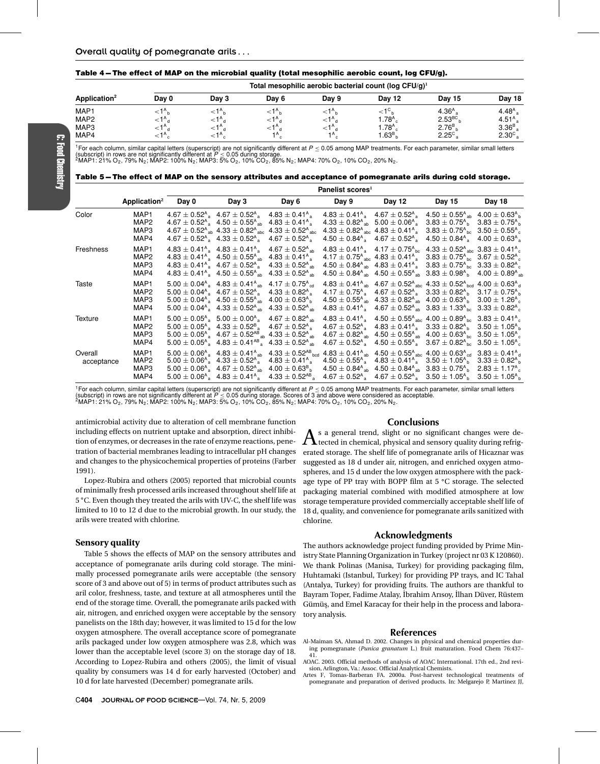**Table 4 — The effect of MAP on the microbial quality (total mesophilic aerobic count, log CFU/g).**

| Application[2] | Total mesophilic aerobic bacterial count (log CFU/g)[1] | | | | | | |
|---|---|---|---|---|---|---|---|
| | Day 0 | Day 3 | Day 6 | Day 9 | Day 12 | Day 15 | Day 18 |
| MAP1 | $<1^{A}_{b}$ | $<1^{A}_{b}$ | $<1^{A}_{b}$ | $<1^{A}_{b}$ | $<1^{C}_{b}$ | $4.36^{A}_{a}$ | $4.48^{A}_{a}$ |
| MAP2 | $<1^{A}_{d}$ | $<1^{A}_{d}$ | $<1^{A}_{d}$ | $<1^{A}_{d}$ | $1.78^{A}_{c}$ | $2.53^{BC}_{b}$ | $4.51^{A}_{a}$ |
| MAP3 | $<1^{A}_{d}$ | $<1^{A}_{d}$ | $<1^{A}_{d}$ | $<1^{A}_{d}$ | $1.78^{A}_{c}$ | $2.76^{B}_{b}$ | $3.36^{B}_{a}$ |
| MAP4 | $<1^{A}_{c}$ | $<1^{A}_{c}$ | $1^{A}_{c}$ | $1^{A}_{c}$ | $1.63^{B}_{b}$ | $2.25^{C}_{a}$ | $2.30^{C}_{a}$ |

[1]For each column, similar capital letters (superscript) are not significantly different at $P \leq 0.05$ among MAP treatments. For each parameter, similar small letters (subscript) in rows are not significantly different at $P \leq 0.05$ during storage.
[2]MAP1: 21% $O_2$, 79% $N_2$; MAP2: 100% $N_2$; MAP3: 5% $O_2$, 10% $CO_2$, 85% $N_2$; MAP4: 70% $O_2$, 10% $CO_2$, 20% $N_2$.

**Table 5 — The effect of MAP on the sensory attributes and acceptance of pomegranate arils during cold storage.**

| | Application[2] | Panelist scores[1] | | | | | | |
|---|---|---|---|---|---|---|---|---|
| | | Day 0 | Day 3 | Day 6 | Day 9 | Day 12 | Day 15 | Day 18 |
| Color | MAP1 | $4.67 \pm 0.52^{A}_{a}$ | $4.67 \pm 0.52^{A}_{a}$ | $4.83 \pm 0.41^{A}_{a}$ | $4.83 \pm 0.41^{A}_{a}$ | $4.67 \pm 0.52^{A}_{a}$ | $4.50 \pm 0.55^{A}_{ab}$ | $4.00 \pm 0.63^{A}_{b}$ |
| | MAP2 | $4.67 \pm 0.52^{A}_{a}$ | $4.50 \pm 0.55^{A}_{ab}$ | $4.83 \pm 0.41^{A}_{a}$ | $4.33 \pm 0.82^{A}_{ab}$ | $5.00 \pm 0.06^{A}_{a}$ | $3.83 \pm 0.75^{A}_{b}$ | $3.83 \pm 0.75^{A}_{b}$ |
| | MAP3 | $4.67 \pm 0.52^{A}_{ab}$ | $4.33 \pm 0.82^{A}_{abc}$ | $4.33 \pm 0.52^{A}_{abc}$ | $4.33 \pm 0.82^{A}_{abc}$ | $4.83 \pm 0.41^{A}_{a}$ | $3.83 \pm 0.75^{A}_{bc}$ | $3.50 \pm 0.55^{A}_{c}$ |
| | MAP4 | $4.67 \pm 0.52^{A}_{a}$ | $4.33 \pm 0.52^{A}_{a}$ | $4.67 \pm 0.52^{A}_{a}$ | $4.50 \pm 0.84^{A}_{a}$ | $4.67 \pm 0.52^{A}_{a}$ | $4.50 \pm 0.84^{A}_{a}$ | $4.00 \pm 0.63^{A}_{a}$ |
| Freshness | MAP1 | $4.83 \pm 0.41^{A}_{a}$ | $4.83 \pm 0.41^{A}_{a}$ | $4.67 \pm 0.52^{A}_{ab}$ | $4.83 \pm 0.41^{A}_{a}$ | $4.17 \pm 0.75^{A}_{bc}$ | $4.33 \pm 0.52^{A}_{abc}$ | $3.83 \pm 0.41^{A}_{c}$ |
| | MAP2 | $4.83 \pm 0.41^{A}_{a}$ | $4.50 \pm 0.55^{A}_{ab}$ | $4.83 \pm 0.41^{A}_{a}$ | $4.17 \pm 0.75^{A}_{abc}$ | $4.83 \pm 0.41^{A}_{a}$ | $3.83 \pm 0.75^{A}_{bc}$ | $3.67 \pm 0.52^{A}_{c}$ |
| | MAP3 | $4.83 \pm 0.41^{A}_{a}$ | $4.67 \pm 0.52^{A}_{a}$ | $4.33 \pm 0.52^{A}_{ab}$ | $4.50 \pm 0.84^{A}_{ab}$ | $4.83 \pm 0.41^{A}_{a}$ | $3.83 \pm 0.75^{A}_{bc}$ | $3.33 \pm 0.82^{A}_{c}$ |
| | MAP4 | $4.83 \pm 0.41^{A}_{a}$ | $4.50 \pm 0.55^{A}_{ab}$ | $4.33 \pm 0.52^{A}_{ab}$ | $4.50 \pm 0.84^{A}_{ab}$ | $4.50 \pm 0.55^{A}_{ab}$ | $3.83 \pm 0.98^{A}_{b}$ | $4.00 \pm 0.89^{A}_{ab}$ |
| Taste | MAP1 | $5.00 \pm 0.04^{A}_{a}$ | $4.83 \pm 0.41^{A}_{ab}$ | $4.17 \pm 0.75^{A}_{cd}$ | $4.83 \pm 0.41^{A}_{ab}$ | $4.67 \pm 0.52^{A}_{abc}$ | $4.33 \pm 0.52^{A}_{bcd}$ | $4.00 \pm 0.63^{A}_{d}$ |
| | MAP2 | $5.00 \pm 0.04^{A}_{a}$ | $4.67 \pm 0.52^{A}_{a}$ | $4.33 \pm 0.82^{A}_{a}$ | $4.17 \pm 0.75^{A}_{a}$ | $4.67 \pm 0.52^{A}_{a}$ | $3.33 \pm 0.82^{A}_{b}$ | $3.17 \pm 0.75^{A}_{b}$ |
| | MAP3 | $5.00 \pm 0.04^{A}_{a}$ | $4.50 \pm 0.55^{A}_{ab}$ | $4.00 \pm 0.63^{A}_{b}$ | $4.50 \pm 0.55^{A}_{ab}$ | $4.33 \pm 0.82^{A}_{ab}$ | $4.00 \pm 0.63^{A}_{b}$ | $3.00 \pm 1.26^{A}_{c}$ |
| | MAP4 | $5.00 \pm 0.04^{A}_{a}$ | $4.33 \pm 0.52^{A}_{ab}$ | $4.33 \pm 0.52^{A}_{ab}$ | $4.83 \pm 0.41^{A}_{a}$ | $4.67 \pm 0.52^{A}_{ab}$ | $3.83 \pm 1.33^{A}_{bc}$ | $3.33 \pm 0.82^{A}_{c}$ |
| Texture | MAP1 | $5.00 \pm 0.05^{A}_{a}$ | $5.00 \pm 0.00^{A}_{a}$ | $4.67 \pm 0.82^{A}_{ab}$ | $4.83 \pm 0.41^{A}_{a}$ | $4.50 \pm 0.55^{A}_{abc}$ | $4.00 \pm 0.89^{A}_{bc}$ | $3.83 \pm 0.41^{A}_{c}$ |
| | MAP2 | $5.00 \pm 0.05^{A}_{a}$ | $4.33 \pm 0.52^{B}_{a}$ | $4.67 \pm 0.52^{A}_{a}$ | $4.67 \pm 0.52^{A}_{a}$ | $4.83 \pm 0.41^{A}_{a}$ | $3.33 \pm 0.82^{A}_{b}$ | $3.50 \pm 1.05^{A}_{b}$ |
| | MAP3 | $5.00 \pm 0.05^{A}_{a}$ | $4.67 \pm 0.52^{AB}_{ab}$ | $4.33 \pm 0.52^{A}_{ab}$ | $4.67 \pm 0.82^{A}_{ab}$ | $4.50 \pm 0.55^{A}_{ab}$ | $4.00 \pm 0.63^{A}_{bc}$ | $3.50 \pm 1.05^{A}_{c}$ |
| | MAP4 | $5.00 \pm 0.05^{A}_{a}$ | $4.83 \pm 0.41^{AB}_{a}$ | $4.33 \pm 0.52^{A}_{ab}$ | $4.67 \pm 0.52^{A}_{a}$ | $4.50 \pm 0.55^{A}_{a}$ | $3.67 \pm 0.82^{A}_{bc}$ | $3.50 \pm 1.05^{A}_{c}$ |
| Overall acceptance | MAP1 | $5.00 \pm 0.06^{A}_{a}$ | $4.83 \pm 0.41^{A}_{ab}$ | $4.33 \pm 0.52^{AB}_{bcd}$ | $4.83 \pm 0.41^{A}_{ab}$ | $4.50 \pm 0.55^{A}_{abc}$ | $4.00 \pm 0.63^{A}_{cd}$ | $3.83 \pm 0.41^{A}_{d}$ |
| | MAP2 | $5.00 \pm 0.06^{A}_{a}$ | $4.33 \pm 0.52^{A}_{a}$ | $4.83 \pm 0.41^{A}_{a}$ | $4.50 \pm 0.55^{A}_{a}$ | $4.83 \pm 0.41^{A}_{a}$ | $3.50 \pm 1.05^{A}_{b}$ | $3.33 \pm 0.82^{A}_{b}$ |
| | MAP3 | $5.00 \pm 0.06^{A}_{a}$ | $4.67 \pm 0.52^{A}_{ab}$ | $4.00 \pm 0.63^{B}_{b}$ | $4.50 \pm 0.84^{A}_{ab}$ | $4.50 \pm 0.84^{A}_{ab}$ | $3.83 \pm 0.75^{A}_{b}$ | $2.83 \pm 1.17^{A}_{c}$ |
| | MAP4 | $5.00 \pm 0.06^{A}_{a}$ | $4.83 \pm 0.41^{A}_{a}$ | $4.33 \pm 0.52^{AB}_{a}$ | $4.67 \pm 0.52^{A}_{a}$ | $4.67 \pm 0.52^{A}_{a}$ | $3.50 \pm 1.05^{A}_{b}$ | $3.50 \pm 1.05^{A}_{b}$ |

[1]For each column, similar capital letters (superscript) are not significantly different at $P \leq 0.05$ among MAP treatments. For each parameter, similar small letters (subscript) in rows are not significantly different at $P \leq 0.05$ during storage. Scores of 3 and above were considered as acceptable.
[2]MAP1: 21% $O_2$, 79% $N_2$; MAP2: 100% $N_2$; MAP3: 5% $O_2$, 10% $CO_2$, 85% $N_2$; MAP4: 70% $O_2$, 10% $CO_2$, 20% $N_2$.

antimicrobial activity due to alteration of cell membrane function including effects on nutrient uptake and absorption, direct inhibition of enzymes, or decreases in the rate of enzyme reactions, penetration of bacterial membranes leading to intracellular pH changes and changes to the physicochemical properties of proteins (Farber 1991).

Lopez-Rubira and others (2005) reported that microbial counts of minimally fresh processed arils increased throughout shelf life at 5 °C. Even though they treated the arils with UV-C, the shelf life was limited to 10 to 12 d due to the microbial growth. In our study, the arils were treated with chlorine.

### Sensory quality

Table 5 shows the effects of MAP on the sensory attributes and acceptance of pomegranate arils during cold storage. The minimally processed pomegranate arils were acceptable (the sensory score of 3 and above out of 5) in terms of product attributes such as aril color, freshness, taste, and texture at all atmospheres until the end of the storage time. Overall, the pomegranate arils packed with air, nitrogen, and enriched oxygen were acceptable by the sensory panelists on the 18th day; however, it was limited to 15 d for the low oxygen atmosphere. The overall acceptance score of pomegranate arils packaged under low oxygen atmosphere was 2.8, which was lower than the acceptable level (score 3) on the storage day of 18. According to Lopez-Rubira and others (2005), the limit of visual quality by consumers was 14 d for early harvested (October) and 10 d for late harvested (December) pomegranate arils.

## Conclusions

As a general trend, slight or no significant changes were detected in chemical, physical and sensory quality during refrigerated storage. The shelf life of pomegranate arils of Hicaznar was suggested as 18 d under air, nitrogen, and enriched oxygen atmospheres, and 15 d under the low oxygen atmosphere with the package type of PP tray with BOPP film at 5 °C storage. The selected packaging material combined with modified atmosphere at low storage temperature provided commercially acceptable shelf life of 18 d, quality, and convenience for pomegranate arils sanitized with chlorine.

## Acknowledgments

The authors acknowledge project funding provided by Prime Ministry State Planning Organization in Turkey (project nr 03 K 120860). We thank Polinas (Manisa, Turkey) for providing packaging film, Huhtamaki (Istanbul, Turkey) for providing PP trays, and IC Tahal (Antalya, Turkey) for providing fruits. The authors are thankful to Bayram Toper, Fadime Atalay, İbrahim Arısoy, İlhan Düver, Rüstem Gümüş, and Emel Karacay for their help in the process and laboratory analysis.

## References

Al-Maiman SA, Ahmad D. 2002. Changes in physical and chemical properties during pomegranate (*Punica granatum* L.) fruit maturation. Food Chem 76:437–41.

AOAC. 2003. Official methods of analysis of AOAC International. 17th ed., 2nd revision, Arlington, Va.: Assoc. Official Analytical Chemists.

Artes F, Tomas-Barberan FA. 2000a. Post-harvest technological treatments of pomegranate and preparation of derived products. In: Melgarejo P, Martinez JJ,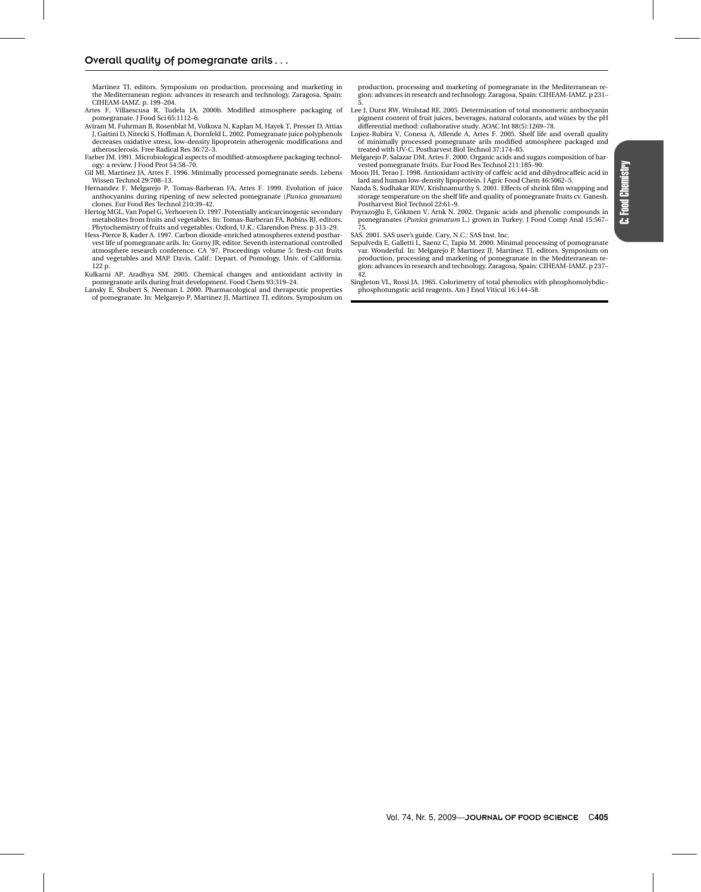Martinez TJ, editors. Symposium on production, processing and marketing in the Mediterranean region: advances in research and technology. Zaragosa, Spain: CIHEAM-IAMZ. p. 199–204.

Artes F, Villaescusa R, Tudela JA. 2000b. Modified atmosphere packaging of pomegranate. J Food Sci 65:1112–6.

Aviram M, Fuhrman B, Rosenblat M, Volkova N, Kaplan M, Hayek T, Presser D, Attias J, Gaitini D, Nitecki S, Hoffman A, Dornfeld L. 2002. Pomegranate juice polyphenols decreases oxidative stress, low-density lipoprotein atherogenic modifications and atherosclerosis. Free Radical Res 36:72–3.

Farber JM. 1991. Microbiological aspects of modified-atmosphere packaging technology: a review. J Food Prot 54:58–70.

Gil MI, Martinez JA, Artes F. 1996. Minimally processed pomegranate seeds. Lebens Wissen Technol 29:708–13.

Hernandez F, Melgarejo P, Tomas-Barberan FA, Artes F. 1999. Evolution of juice anthocyanins during ripening of new selected pomegranate (*Punica granatum*) clones. Eur Food Res Technol 210:39–42.

Hertog MGL, Van Popel G, Verhoeven D. 1997. Potentially anticarcinogenic secondary metabolites from fruits and vegetables. In: Tomas-Barberan FA, Robins RJ, editors. Phytochemistry of fruits and vegetables. Oxford, U.K.: Clarendon Press. p 313–29.

Hess-Pierce B, Kader A. 1997. Carbon dioxide-enriched atmospheres extend postharvest life of pomegranate arils. In: Gorny JR, editor. Seventh international controlled atmosphere research conference. CA '97. Proceedings volume 5: fresh-cut fruits and vegetables and MAP. Davis, Calif.: Depart. of Pomology, Univ. of California. 122 p.

Kulkarni AP, Aradhya SM. 2005. Chemical changes and antioxidant activity in pomegranate arils during fruit development. Food Chem 93:319–24.

Lansky E, Shubert S, Neeman I. 2000. Pharmacological and therapeutic properties of pomegranate. In: Melgarejo P, Martinez JJ, Martinez TJ, editors. Symposium on production, processing and marketing of pomegranate in the Mediterranean region: advances in research and technology. Zaragosa, Spain: CIHEAM-IAMZ. p 231–5.

Lee J, Durst RW, Wrolstad RE. 2005. Determination of total monomeric anthocyanin pigment content of fruit juices, beverages, natural colorants, and wines by the pH differential method: collaborative study. AOAC Int 88(5):1269–78.

Lopez-Rubira V, Conesa A, Allende A, Artes F. 2005. Shelf life and overall quality of minimally processed pomegranate arils modified atmosphere packaged and treated with UV-C. Postharvest Biol Technol 37:174–85.

Melgarejo P, Salazar DM, Artes F. 2000. Organic acids and sugars composition of harvested pomegranate fruits. Eur Food Res Technol 211:185–90.

Moon JH, Terao J. 1998. Antioxidant activity of caffeic acid and dihydrocaffeic acid in lard and human low-density lipoprotein. J Agric Food Chem 46:5062–5.

Nanda S, Sudhakar RDV, Krishnamurthy S. 2001. Effects of shrink film wrapping and storage temperature on the shelf life and quality of pomegranate fruits cv. Ganesh. Postharvest Biol Technol 22:61–9.

Poyrazoğlu E, Gökmen V, Artık N. 2002. Organic acids and phenolic compounds in pomegranates (*Punica granatum* L.) grown in Turkey. J Food Comp Anal 15:567–75.

SAS. 2001. SAS user's guide. Cary, N.C.: SAS Inst. Inc.

Sepulveda E, Galletti L, Saenz C, Tapia M. 2000. Minimal processing of pomogranate var. Wonderful. In: Melgarejo P, Martinez JJ, Martinez TJ, editors. Symposium on production, processing and marketing of pomegranate in the Mediterranean region: advances in research and technology. Zaragosa, Spain: CIHEAM-IAMZ. p 237–42.

Singleton VL, Rossi JA. 1965. Colorimetry of total phenolics with phosphomolybdic–phosphotungstic acid reagents. Am J Enol Viticul 16:144–58.